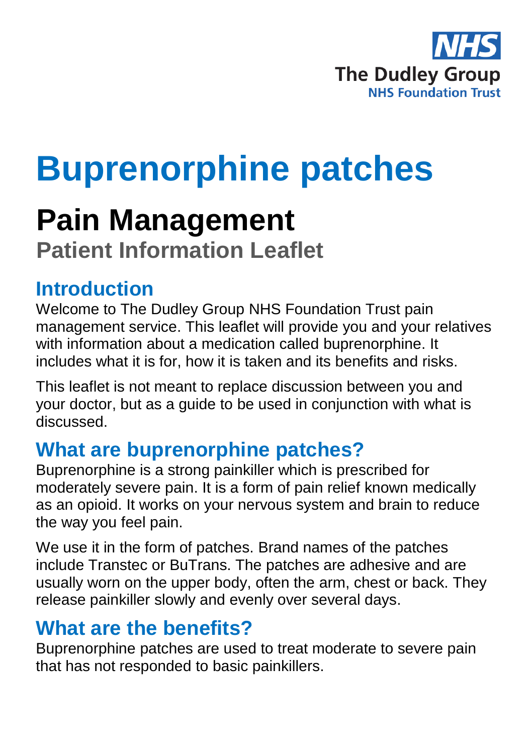The Dudley Group
NHS Foundation Trust

# Buprenorphine patches

## Pain Management

### Patient Information Leaflet

## Introduction

Welcome to The Dudley Group NHS Foundation Trust pain management service. This leaflet will provide you and your relatives with information about a medication called buprenorphine. It includes what it is for, how it is taken and its benefits and risks.

This leaflet is not meant to replace discussion between you and your doctor, but as a guide to be used in conjunction with what is discussed.

## What are buprenorphine patches?

Buprenorphine is a strong painkiller which is prescribed for moderately severe pain. It is a form of pain relief known medically as an opioid. It works on your nervous system and brain to reduce the way you feel pain.

We use it in the form of patches. Brand names of the patches include Transtec or BuTrans. The patches are adhesive and are usually worn on the upper body, often the arm, chest or back. They release painkiller slowly and evenly over several days.

## What are the benefits?

Buprenorphine patches are used to treat moderate to severe pain that has not responded to basic painkillers.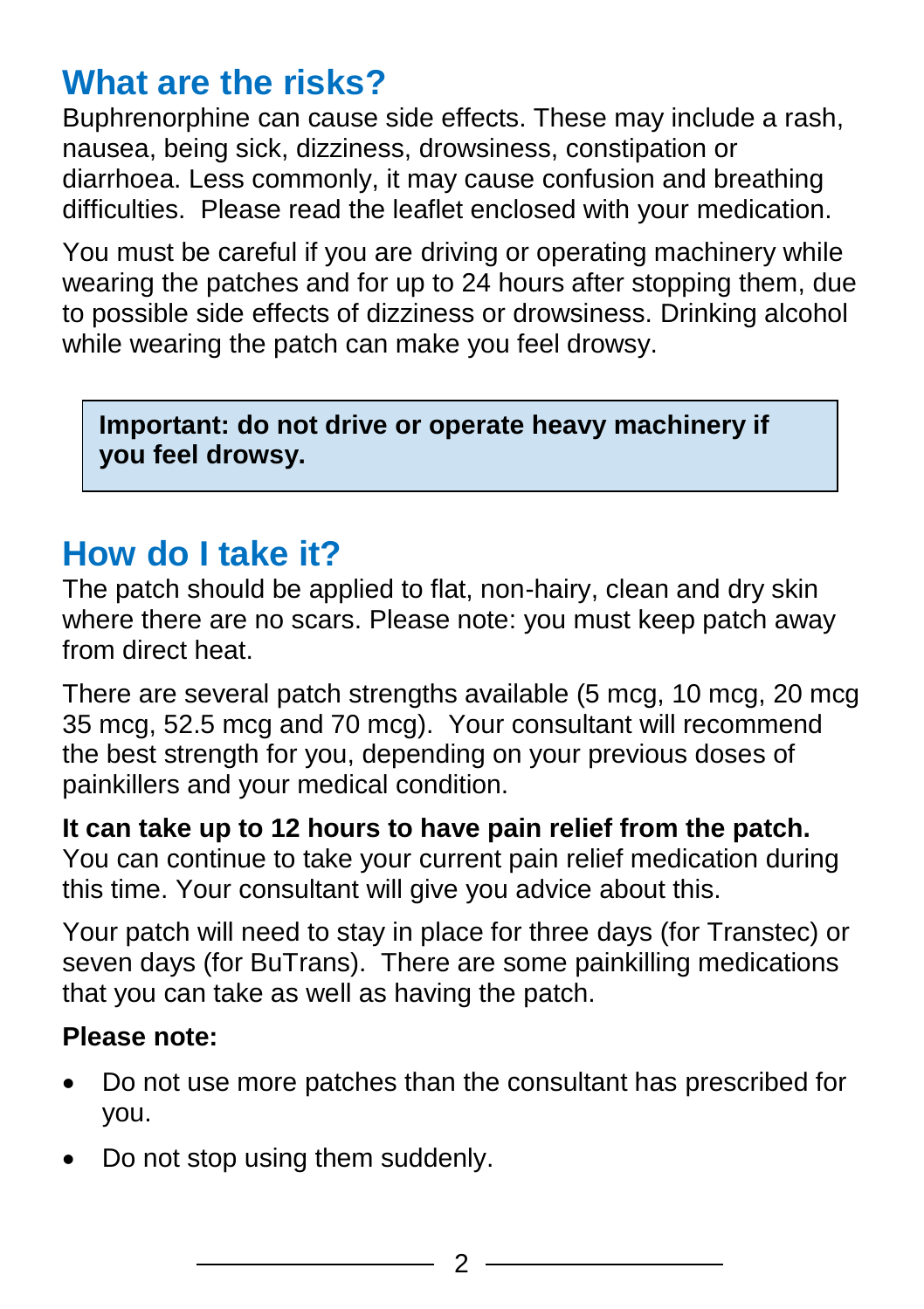## What are the risks?

Buphrenorphine can cause side effects. These may include a rash, nausea, being sick, dizziness, drowsiness, constipation or diarrhoea. Less commonly, it may cause confusion and breathing difficulties. Please read the leaflet enclosed with your medication.

You must be careful if you are driving or operating machinery while wearing the patches and for up to 24 hours after stopping them, due to possible side effects of dizziness or drowsiness. Drinking alcohol while wearing the patch can make you feel drowsy.

> **Important: do not drive or operate heavy machinery if you feel drowsy.**

## How do I take it?

The patch should be applied to flat, non-hairy, clean and dry skin where there are no scars. Please note: you must keep patch away from direct heat.

There are several patch strengths available (5 mcg, 10 mcg, 20 mcg 35 mcg, 52.5 mcg and 70 mcg). Your consultant will recommend the best strength for you, depending on your previous doses of painkillers and your medical condition.

**It can take up to 12 hours to have pain relief from the patch.** You can continue to take your current pain relief medication during this time. Your consultant will give you advice about this.

Your patch will need to stay in place for three days (for Transtec) or seven days (for BuTrans). There are some painkilling medications that you can take as well as having the patch.

**Please note:**

- Do not use more patches than the consultant has prescribed for you.
- Do not stop using them suddenly.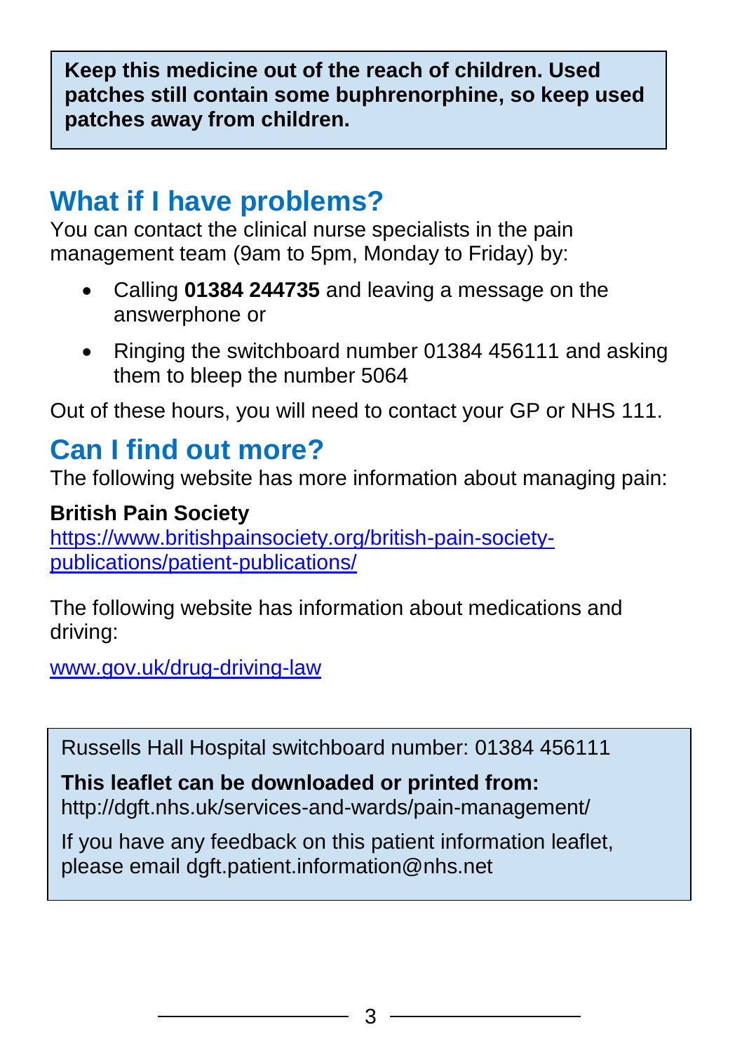**Keep this medicine out of the reach of children. Used patches still contain some buphrenorphine, so keep used patches away from children.**

## What if I have problems?

You can contact the clinical nurse specialists in the pain management team (9am to 5pm, Monday to Friday) by:

- Calling **01384 244735** and leaving a message on the answerphone or
- Ringing the switchboard number 01384 456111 and asking them to bleep the number 5064

Out of these hours, you will need to contact your GP or NHS 111.

## Can I find out more?

The following website has more information about managing pain:

**British Pain Society**
https://www.britishpainsociety.org/british-pain-society-publications/patient-publications/

The following website has information about medications and driving:

www.gov.uk/drug-driving-law

Russells Hall Hospital switchboard number: 01384 456111

**This leaflet can be downloaded or printed from:**
http://dgft.nhs.uk/services-and-wards/pain-management/

If you have any feedback on this patient information leaflet, please email dgft.patient.information@nhs.net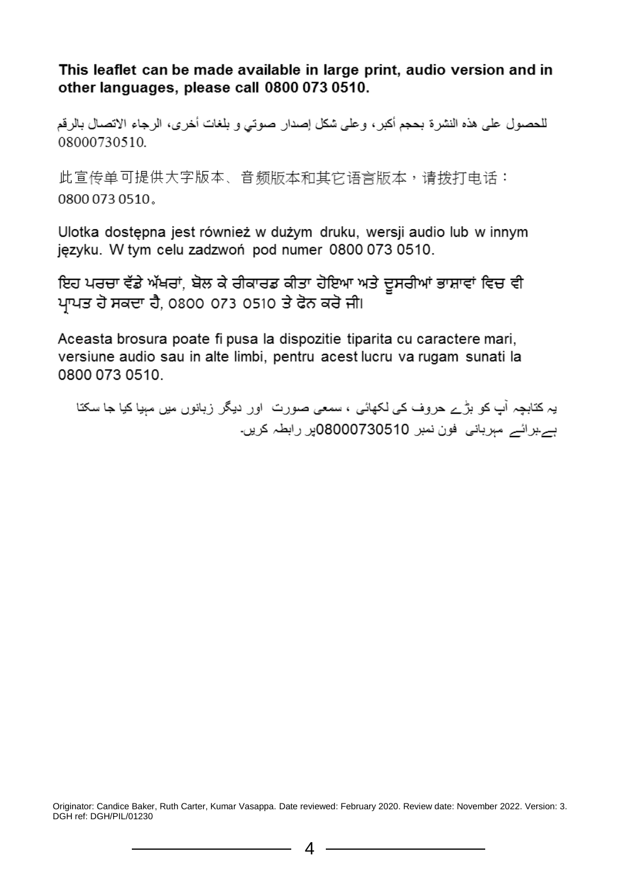**This leaflet can be made available in large print, audio version and in other languages, please call 0800 073 0510.**

للحصول على هذه النشرة بحجم أكبر، وعلى شكل إصدار صوتي و بلغات أخرى، الرجاء الاتصال بالرقم 08000730510.

此宣传单可提供大字版本、音频版本和其它语言版本，请拨打电话：0800 073 0510。

Ulotka dostępna jest również w dużym druku, wersji audio lub w innym języku. W tym celu zadzwoń pod numer 0800 073 0510.

ਇਹ ਪਰਚਾ ਵੱਡੇ ਅੱਖਰਾਂ, ਬੋਲ ਕੇ ਰੀਕਾਰਡ ਕੀਤਾ ਹੋਇਆ ਅਤੇ ਦੂਸਰੀਆਂ ਭਾਸ਼ਾਵਾਂ ਵਿਚ ਵੀ ਪ੍ਰਾਪਤ ਹੋ ਸਕਦਾ ਹੈ, 0800 073 0510 ਤੇ ਫੋਨ ਕਰੋ ਜੀ।

Aceasta brosura poate fi pusa la dispozitie tiparita cu caractere mari, versiune audio sau in alte limbi, pentru acest lucru va rugam sunati la 0800 073 0510.

یہ کتابچہ آپ کو بڑے حروف کی لکھائی ، سمعی صورت اور دیگر زبانوں میں مہیا کیا جا سکتا ہے۔برائے مہربانی فون نمبر 08000730510پر رابطہ کریں۔

Originator: Candice Baker, Ruth Carter, Kumar Vasappa. Date reviewed: February 2020. Review date: November 2022. Version: 3. DGH ref: DGH/PIL/01230